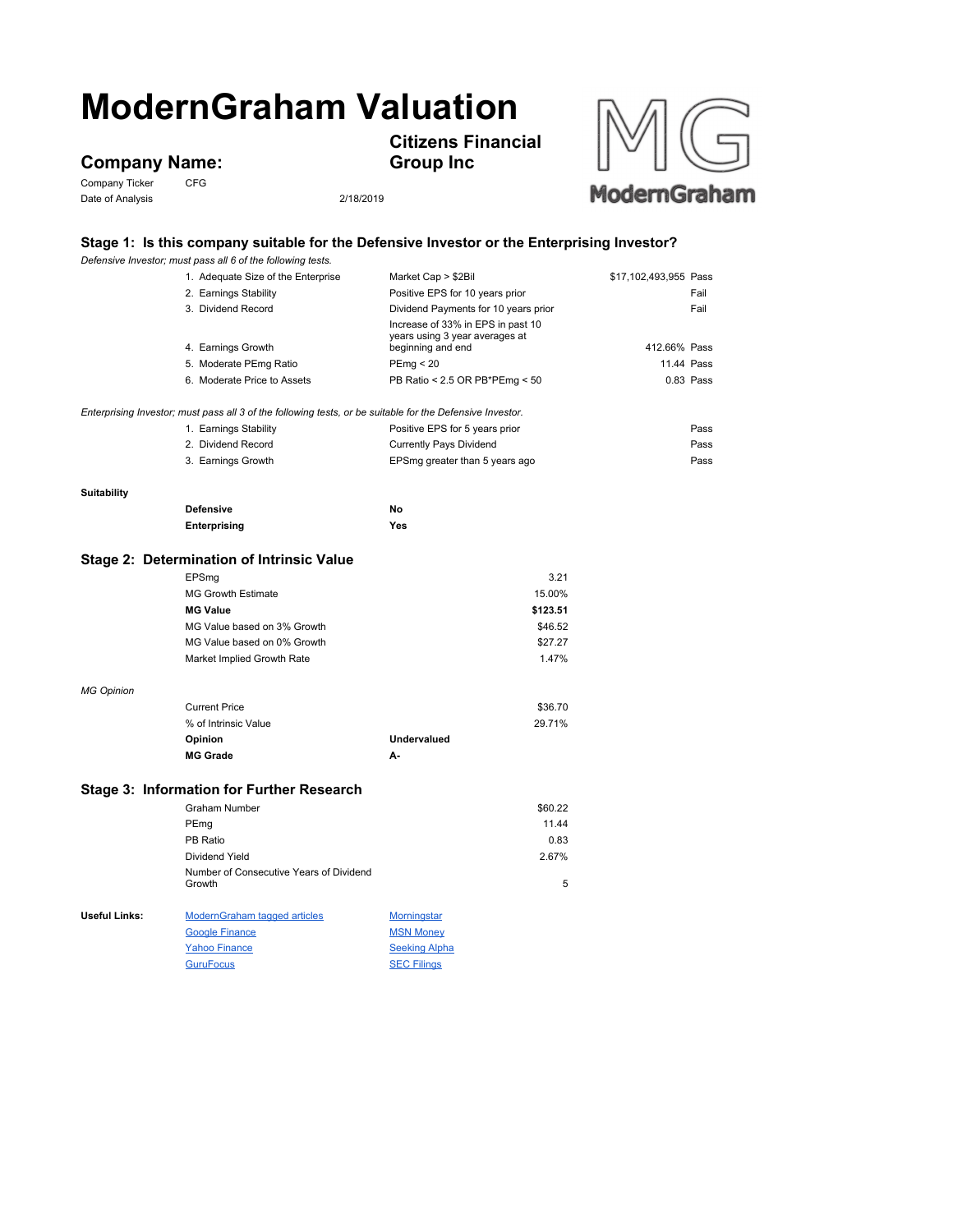# ModernGraham Valuation

## Company Name: Citizens Financial Group Inc

Company Ticker: CFG

Date of Analysis: 2/18/2019

### Stage 1: Is this company suitable for the Defensive Investor or the Enterprising Investor?

*Defensive Investor; must pass all 6 of the following tests.*

| Test | Criterion | Value | Result |
|---|---|---|---|
| 1. Adequate Size of the Enterprise | Market Cap > $2Bil | $17,102,493,955 | Pass |
| 2. Earnings Stability | Positive EPS for 10 years prior | | Fail |
| 3. Dividend Record | Dividend Payments for 10 years prior | | Fail |
| 4. Earnings Growth | Increase of 33% in EPS in past 10 years using 3 year averages at beginning and end | 412.66% | Pass |
| 5. Moderate PEmg Ratio | PEmg < 20 | 11.44 | Pass |
| 6. Moderate Price to Assets | PB Ratio < 2.5 OR PB*PEmg < 50 | 0.83 | Pass |

*Enterprising Investor; must pass all 3 of the following tests, or be suitable for the Defensive Investor.*

| Test | Criterion | Result |
|---|---|---|
| 1. Earnings Stability | Positive EPS for 5 years prior | Pass |
| 2. Dividend Record | Currently Pays Dividend | Pass |
| 3. Earnings Growth | EPSmg greater than 5 years ago | Pass |

**Suitability**

| | |
|---|---|
| **Defensive** | **No** |
| **Enterprising** | **Yes** |

### Stage 2: Determination of Intrinsic Value

| | |
|---|---|
| EPSmg | 3.21 |
| MG Growth Estimate | 15.00% |
| **MG Value** | **$123.51** |
| MG Value based on 3% Growth | $46.52 |
| MG Value based on 0% Growth | $27.27 |
| Market Implied Growth Rate | 1.47% |

*MG Opinion*

| | | |
|---|---|---|
| Current Price | | $36.70 |
| % of Intrinsic Value | | 29.71% |
| **Opinion** | **Undervalued** | |
| **MG Grade** | **A-** | |

### Stage 3: Information for Further Research

| | |
|---|---|
| Graham Number | $60.22 |
| PEmg | 11.44 |
| PB Ratio | 0.83 |
| Dividend Yield | 2.67% |
| Number of Consecutive Years of Dividend Growth | 5 |

**Useful Links:**

| | |
|---|---|
| ModernGraham tagged articles | Morningstar |
| Google Finance | MSN Money |
| Yahoo Finance | Seeking Alpha |
| GuruFocus | SEC Filings |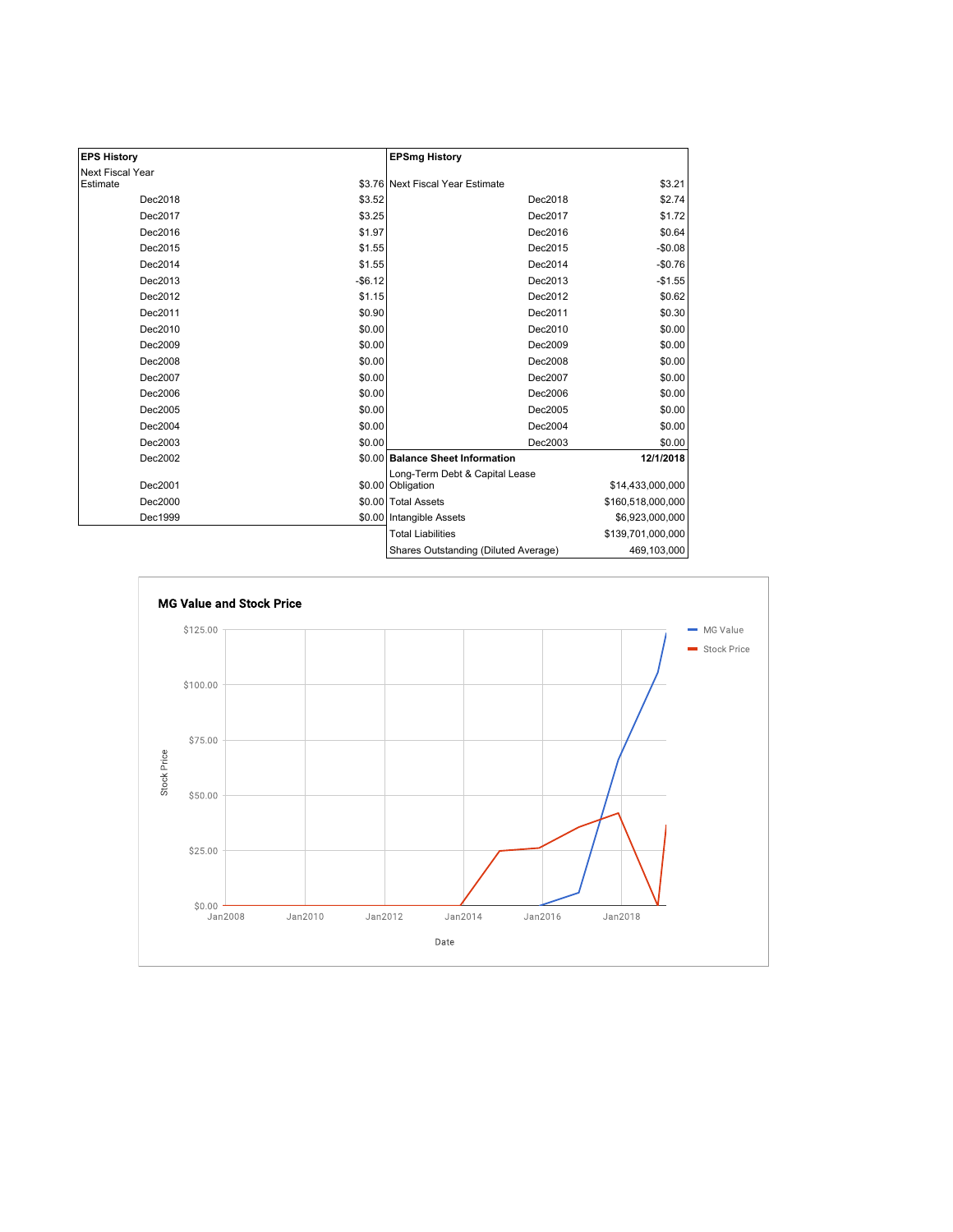| EPS History | |
|---|---|
| Next Fiscal Year Estimate | $3.76 |
| Dec2018 | $3.52 |
| Dec2017 | $3.25 |
| Dec2016 | $1.97 |
| Dec2015 | $1.55 |
| Dec2014 | $1.55 |
| Dec2013 | -$6.12 |
| Dec2012 | $1.15 |
| Dec2011 | $0.90 |
| Dec2010 | $0.00 |
| Dec2009 | $0.00 |
| Dec2008 | $0.00 |
| Dec2007 | $0.00 |
| Dec2006 | $0.00 |
| Dec2005 | $0.00 |
| Dec2004 | $0.00 |
| Dec2003 | $0.00 |
| Dec2002 | $0.00 |
| Dec2001 | $0.00 |
| Dec2000 | $0.00 |
| Dec1999 | $0.00 |

| EPSmg History | |
|---|---|
| Next Fiscal Year Estimate | $3.21 |
| Dec2018 | $2.74 |
| Dec2017 | $1.72 |
| Dec2016 | $0.64 |
| Dec2015 | -$0.08 |
| Dec2014 | -$0.76 |
| Dec2013 | -$1.55 |
| Dec2012 | $0.62 |
| Dec2011 | $0.30 |
| Dec2010 | $0.00 |
| Dec2009 | $0.00 |
| Dec2008 | $0.00 |
| Dec2007 | $0.00 |
| Dec2006 | $0.00 |
| Dec2005 | $0.00 |
| Dec2004 | $0.00 |
| Dec2003 | $0.00 |

| Balance Sheet Information | 12/1/2018 |
|---|---|
| Long-Term Debt & Capital Lease Obligation | $14,433,000,000 |
| Total Assets | $160,518,000,000 |
| Intangible Assets | $6,923,000,000 |
| Total Liabilities | $139,701,000,000 |
| Shares Outstanding (Diluted Average) | 469,103,000 |

**MG Value and Stock Price**

Legend: MG Value, Stock Price

Y-axis: Stock Price ($0.00 – $125.00); X-axis: Date (Jan2008 – Jan2018)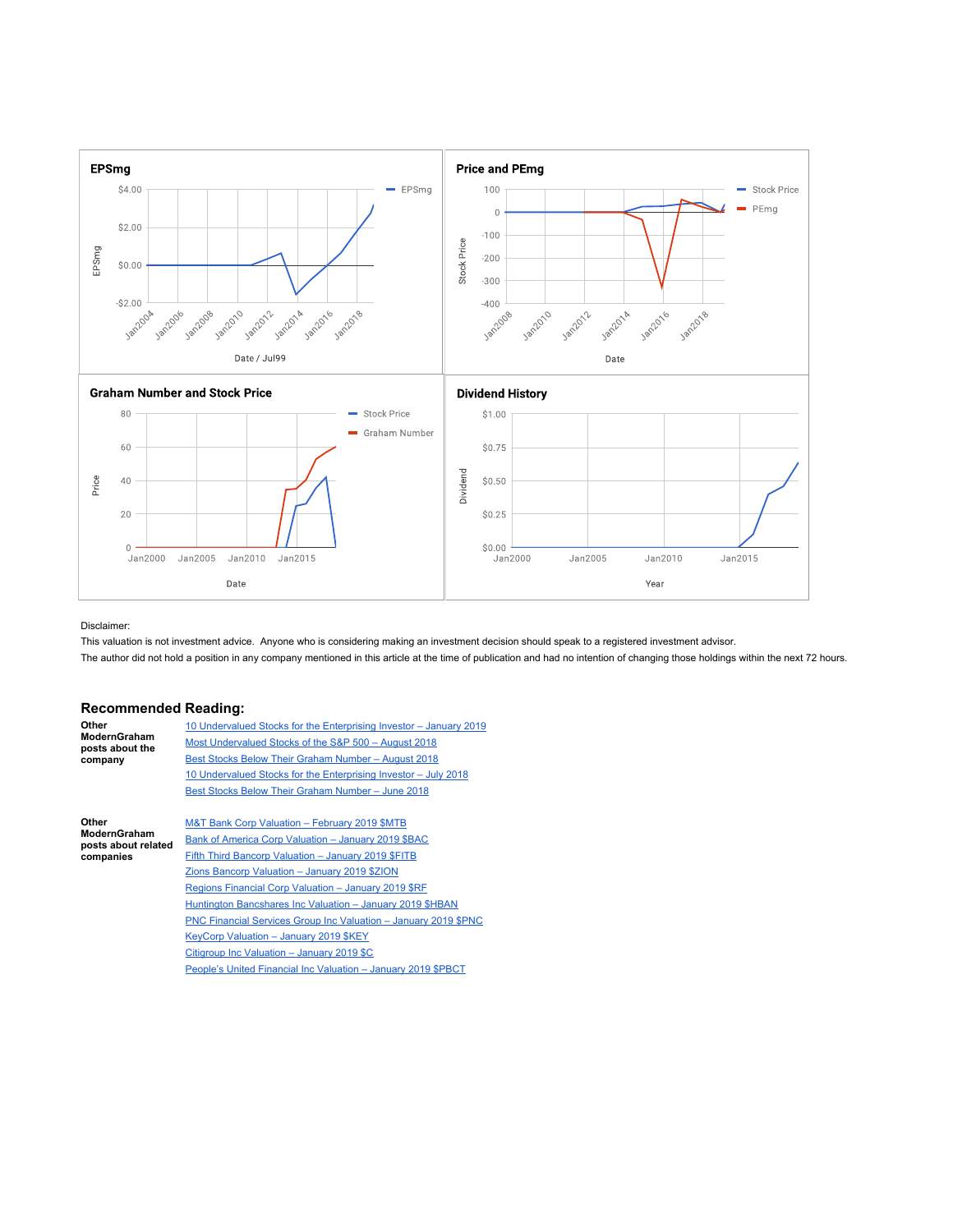**EPSmg**

$4.00
$2.00
$0.00
-$2.00
EPSmg
Jan2004 Jan2006 Jan2008 Jan2010 Jan2012 Jan2014 Jan2016 Jan2018
Date / Jul99
EPSmg

**Price and PEmg**

100
0
-100
-200
-300
-400
Stock Price
Jan2008 Jan2010 Jan2012 Jan2014 Jan2016 Jan2018
Date
Stock Price
PEmg

**Graham Number and Stock Price**

80
60
40
20
0
Price
Jan2000 Jan2005 Jan2010 Jan2015
Date
Stock Price
Graham Number

**Dividend History**

$1.00
$0.75
$0.50
$0.25
$0.00
Dividend
Jan2000 Jan2005 Jan2010 Jan2015
Year

Disclaimer:

This valuation is not investment advice. Anyone who is considering making an investment decision should speak to a registered investment advisor.

The author did not hold a position in any company mentioned in this article at the time of publication and had no intention of changing those holdings within the next 72 hours.

## Recommended Reading:

**Other ModernGraham posts about the company**

- 10 Undervalued Stocks for the Enterprising Investor – January 2019
- Most Undervalued Stocks of the S&P 500 – August 2018
- Best Stocks Below Their Graham Number – August 2018
- 10 Undervalued Stocks for the Enterprising Investor – July 2018
- Best Stocks Below Their Graham Number – June 2018

**Other ModernGraham posts about related companies**

- M&T Bank Corp Valuation – February 2019 $MTB
- Bank of America Corp Valuation – January 2019 $BAC
- Fifth Third Bancorp Valuation – January 2019 $FITB
- Zions Bancorp Valuation – January 2019 $ZION
- Regions Financial Corp Valuation – January 2019 $RF
- Huntington Bancshares Inc Valuation – January 2019 $HBAN
- PNC Financial Services Group Inc Valuation – January 2019 $PNC
- KeyCorp Valuation – January 2019 $KEY
- Citigroup Inc Valuation – January 2019 $C
- People's United Financial Inc Valuation – January 2019 $PBCT